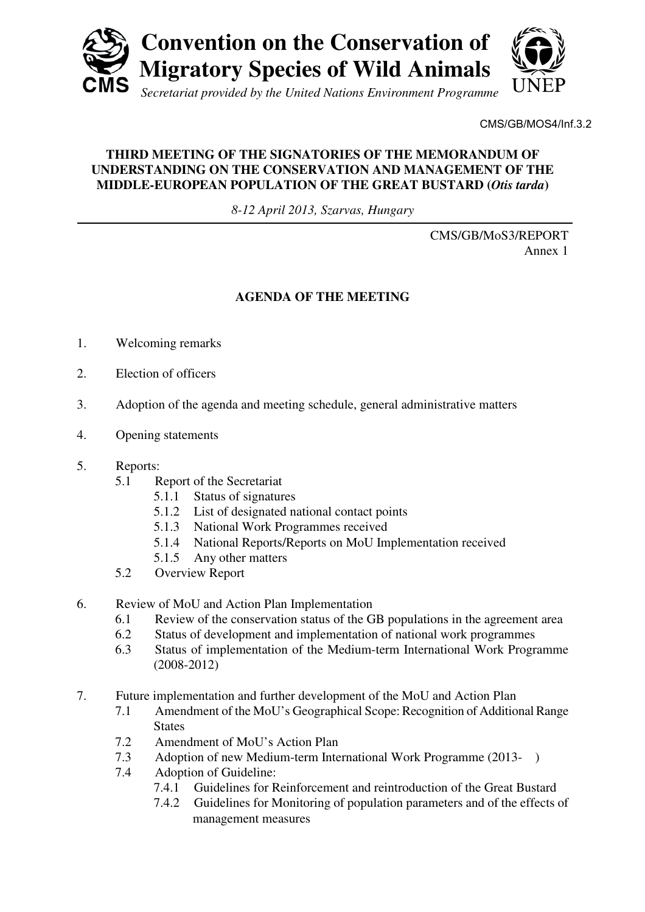# Convention on the Conservation of Migratory Species of Wild Animals

*Secretariat provided by the United Nations Environment Programme*

CMS UNEP

CMS/GB/MOS4/Inf.3.2

**THIRD MEETING OF THE SIGNATORIES OF THE MEMORANDUM OF UNDERSTANDING ON THE CONSERVATION AND MANAGEMENT OF THE MIDDLE-EUROPEAN POPULATION OF THE GREAT BUSTARD (*Otis tarda*)**

*8-12 April 2013, Szarvas, Hungary*

CMS/GB/MoS3/REPORT
Annex 1

## AGENDA OF THE MEETING

1. Welcoming remarks

2. Election of officers

3. Adoption of the agenda and meeting schedule, general administrative matters

4. Opening statements

5. Reports:
   - 5.1 Report of the Secretariat
     - 5.1.1 Status of signatures
     - 5.1.2 List of designated national contact points
     - 5.1.3 National Work Programmes received
     - 5.1.4 National Reports/Reports on MoU Implementation received
     - 5.1.5 Any other matters
   - 5.2 Overview Report

6. Review of MoU and Action Plan Implementation
   - 6.1 Review of the conservation status of the GB populations in the agreement area
   - 6.2 Status of development and implementation of national work programmes
   - 6.3 Status of implementation of the Medium-term International Work Programme (2008-2012)

7. Future implementation and further development of the MoU and Action Plan
   - 7.1 Amendment of the MoU's Geographical Scope: Recognition of Additional Range States
   - 7.2 Amendment of MoU's Action Plan
   - 7.3 Adoption of new Medium-term International Work Programme (2013- )
   - 7.4 Adoption of Guideline:
     - 7.4.1 Guidelines for Reinforcement and reintroduction of the Great Bustard
     - 7.4.2 Guidelines for Monitoring of population parameters and of the effects of management measures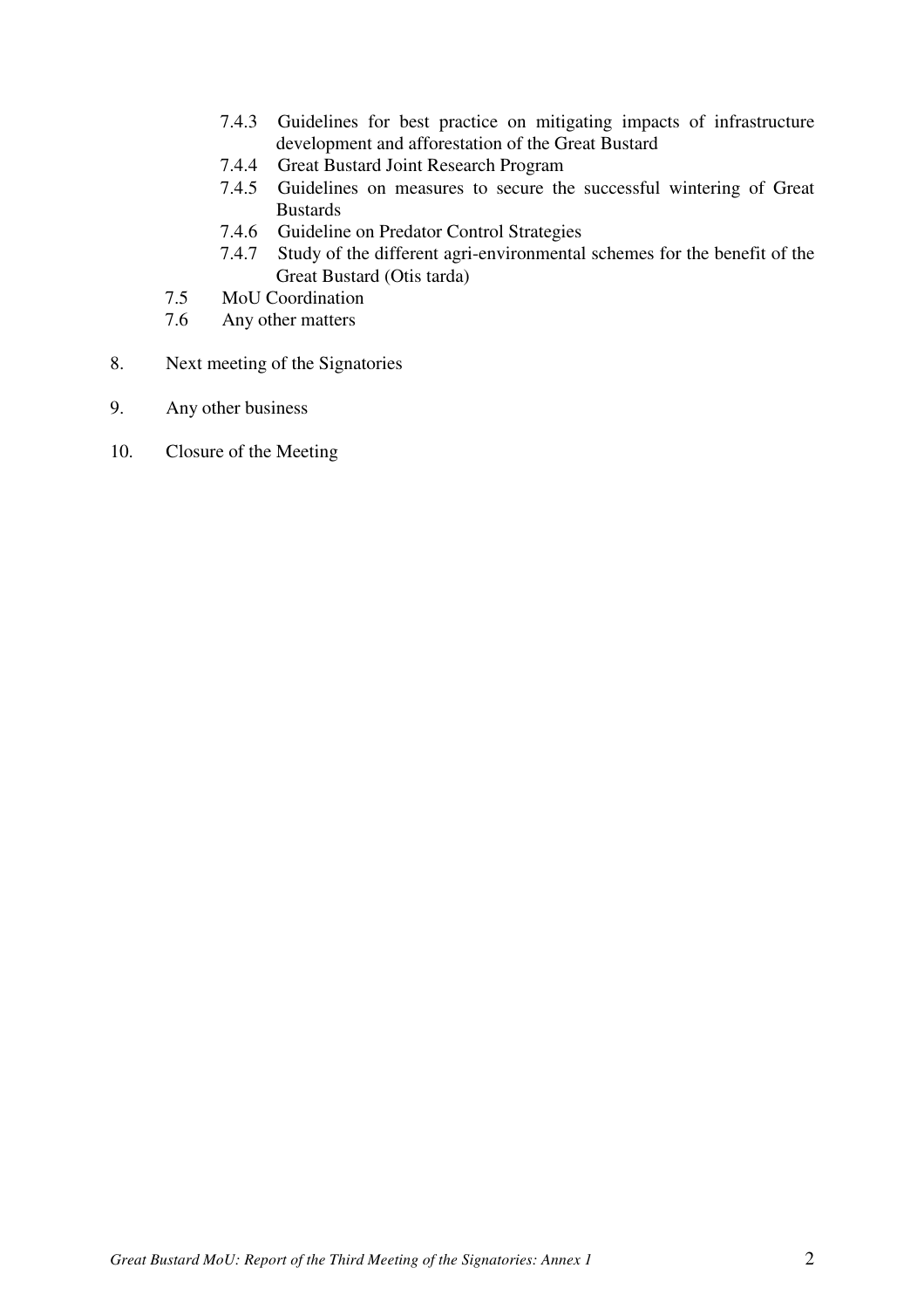- 7.4.3 Guidelines for best practice on mitigating impacts of infrastructure development and afforestation of the Great Bustard
- 7.4.4 Great Bustard Joint Research Program
- 7.4.5 Guidelines on measures to secure the successful wintering of Great Bustards
- 7.4.6 Guideline on Predator Control Strategies
- 7.4.7 Study of the different agri-environmental schemes for the benefit of the Great Bustard (Otis tarda)

7.5 MoU Coordination

7.6 Any other matters

8. Next meeting of the Signatories

9. Any other business

10. Closure of the Meeting